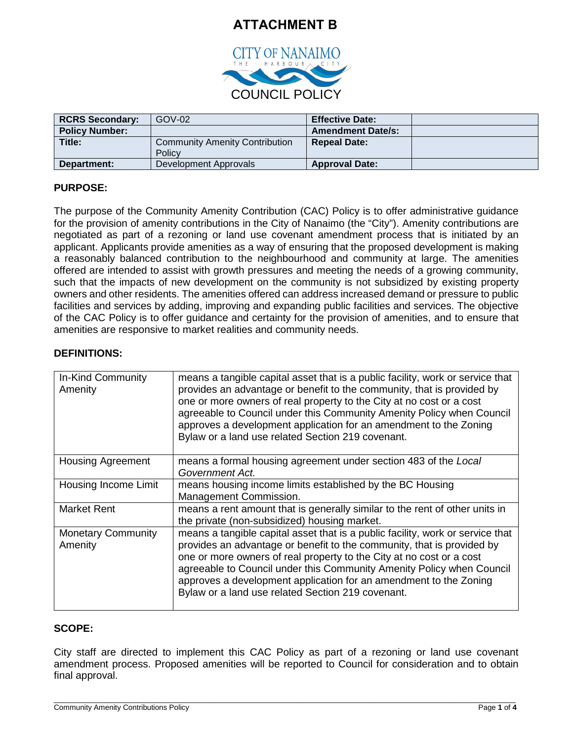# ATTACHMENT B

CITY OF NANAIMO

THE HARBOUR CITY

COUNCIL POLICY

| RCRS Secondary: | GOV-02 | Effective Date: | |
|---|---|---|---|
| Policy Number: | | Amendment Date/s: | |
| Title: | Community Amenity Contribution Policy | Repeal Date: | |
| Department: | Development Approvals | Approval Date: | |

## PURPOSE:

The purpose of the Community Amenity Contribution (CAC) Policy is to offer administrative guidance for the provision of amenity contributions in the City of Nanaimo (the "City"). Amenity contributions are negotiated as part of a rezoning or land use covenant amendment process that is initiated by an applicant. Applicants provide amenities as a way of ensuring that the proposed development is making a reasonably balanced contribution to the neighbourhood and community at large. The amenities offered are intended to assist with growth pressures and meeting the needs of a growing community, such that the impacts of new development on the community is not subsidized by existing property owners and other residents. The amenities offered can address increased demand or pressure to public facilities and services by adding, improving and expanding public facilities and services. The objective of the CAC Policy is to offer guidance and certainty for the provision of amenities, and to ensure that amenities are responsive to market realities and community needs.

## DEFINITIONS:

| | |
|---|---|
| In-Kind Community Amenity | means a tangible capital asset that is a public facility, work or service that provides an advantage or benefit to the community, that is provided by one or more owners of real property to the City at no cost or a cost agreeable to Council under this Community Amenity Policy when Council approves a development application for an amendment to the Zoning Bylaw or a land use related Section 219 covenant. |
| Housing Agreement | means a formal housing agreement under section 483 of the *Local Government Act.* |
| Housing Income Limit | means housing income limits established by the BC Housing Management Commission. |
| Market Rent | means a rent amount that is generally similar to the rent of other units in the private (non-subsidized) housing market. |
| Monetary Community Amenity | means a tangible capital asset that is a public facility, work or service that provides an advantage or benefit to the community, that is provided by one or more owners of real property to the City at no cost or a cost agreeable to Council under this Community Amenity Policy when Council approves a development application for an amendment to the Zoning Bylaw or a land use related Section 219 covenant. |

## SCOPE:

City staff are directed to implement this CAC Policy as part of a rezoning or land use covenant amendment process. Proposed amenities will be reported to Council for consideration and to obtain final approval.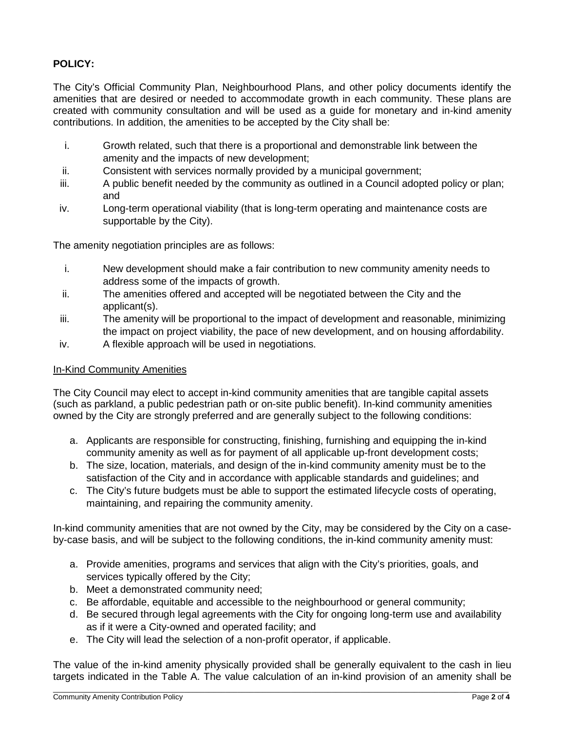**POLICY:**

The City's Official Community Plan, Neighbourhood Plans, and other policy documents identify the amenities that are desired or needed to accommodate growth in each community. These plans are created with community consultation and will be used as a guide for monetary and in-kind amenity contributions. In addition, the amenities to be accepted by the City shall be:

i. Growth related, such that there is a proportional and demonstrable link between the amenity and the impacts of new development;
ii. Consistent with services normally provided by a municipal government;
iii. A public benefit needed by the community as outlined in a Council adopted policy or plan; and
iv. Long-term operational viability (that is long-term operating and maintenance costs are supportable by the City).

The amenity negotiation principles are as follows:

i. New development should make a fair contribution to new community amenity needs to address some of the impacts of growth.
ii. The amenities offered and accepted will be negotiated between the City and the applicant(s).
iii. The amenity will be proportional to the impact of development and reasonable, minimizing the impact on project viability, the pace of new development, and on housing affordability.
iv. A flexible approach will be used in negotiations.

<u>In-Kind Community Amenities</u>

The City Council may elect to accept in-kind community amenities that are tangible capital assets (such as parkland, a public pedestrian path or on-site public benefit). In-kind community amenities owned by the City are strongly preferred and are generally subject to the following conditions:

a. Applicants are responsible for constructing, finishing, furnishing and equipping the in-kind community amenity as well as for payment of all applicable up-front development costs;
b. The size, location, materials, and design of the in-kind community amenity must be to the satisfaction of the City and in accordance with applicable standards and guidelines; and
c. The City's future budgets must be able to support the estimated lifecycle costs of operating, maintaining, and repairing the community amenity.

In-kind community amenities that are not owned by the City, may be considered by the City on a case-by-case basis, and will be subject to the following conditions, the in-kind community amenity must:

a. Provide amenities, programs and services that align with the City's priorities, goals, and services typically offered by the City;
b. Meet a demonstrated community need;
c. Be affordable, equitable and accessible to the neighbourhood or general community;
d. Be secured through legal agreements with the City for ongoing long-term use and availability as if it were a City-owned and operated facility; and
e. The City will lead the selection of a non-profit operator, if applicable.

The value of the in-kind amenity physically provided shall be generally equivalent to the cash in lieu targets indicated in the Table A. The value calculation of an in-kind provision of an amenity shall be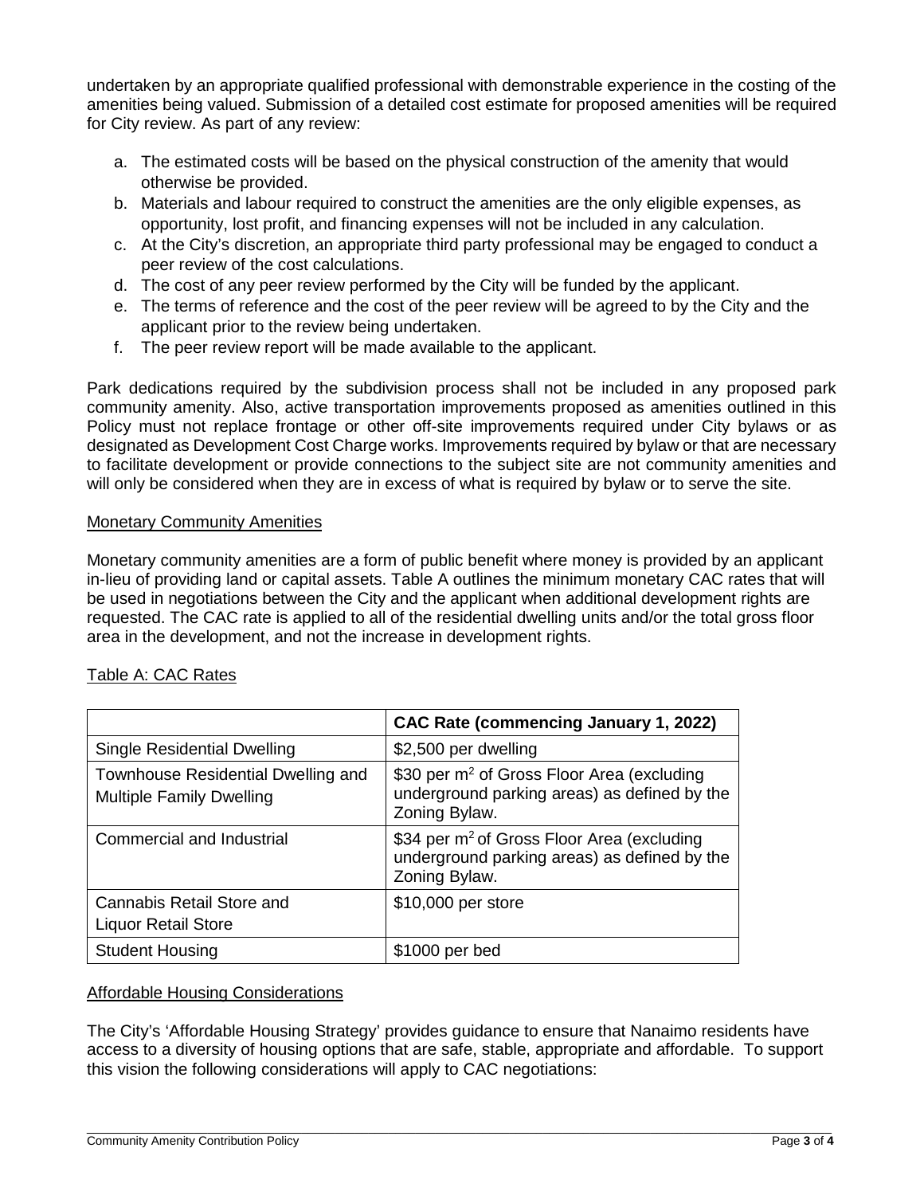undertaken by an appropriate qualified professional with demonstrable experience in the costing of the amenities being valued. Submission of a detailed cost estimate for proposed amenities will be required for City review. As part of any review:

a. The estimated costs will be based on the physical construction of the amenity that would otherwise be provided.
b. Materials and labour required to construct the amenities are the only eligible expenses, as opportunity, lost profit, and financing expenses will not be included in any calculation.
c. At the City's discretion, an appropriate third party professional may be engaged to conduct a peer review of the cost calculations.
d. The cost of any peer review performed by the City will be funded by the applicant.
e. The terms of reference and the cost of the peer review will be agreed to by the City and the applicant prior to the review being undertaken.
f. The peer review report will be made available to the applicant.

Park dedications required by the subdivision process shall not be included in any proposed park community amenity. Also, active transportation improvements proposed as amenities outlined in this Policy must not replace frontage or other off-site improvements required under City bylaws or as designated as Development Cost Charge works. Improvements required by bylaw or that are necessary to facilitate development or provide connections to the subject site are not community amenities and will only be considered when they are in excess of what is required by bylaw or to serve the site.

## Monetary Community Amenities

Monetary community amenities are a form of public benefit where money is provided by an applicant in-lieu of providing land or capital assets. Table A outlines the minimum monetary CAC rates that will be used in negotiations between the City and the applicant when additional development rights are requested. The CAC rate is applied to all of the residential dwelling units and/or the total gross floor area in the development, and not the increase in development rights.

Table A: CAC Rates

| | **CAC Rate (commencing January 1, 2022)** |
|---|---|
| Single Residential Dwelling | $2,500 per dwelling |
| Townhouse Residential Dwelling and Multiple Family Dwelling | $30 per $m^2$ of Gross Floor Area (excluding underground parking areas) as defined by the Zoning Bylaw. |
| Commercial and Industrial | $34 per $m^2$ of Gross Floor Area (excluding underground parking areas) as defined by the Zoning Bylaw. |
| Cannabis Retail Store and Liquor Retail Store | $10,000 per store |
| Student Housing | $1000 per bed |

## Affordable Housing Considerations

The City's 'Affordable Housing Strategy' provides guidance to ensure that Nanaimo residents have access to a diversity of housing options that are safe, stable, appropriate and affordable. To support this vision the following considerations will apply to CAC negotiations: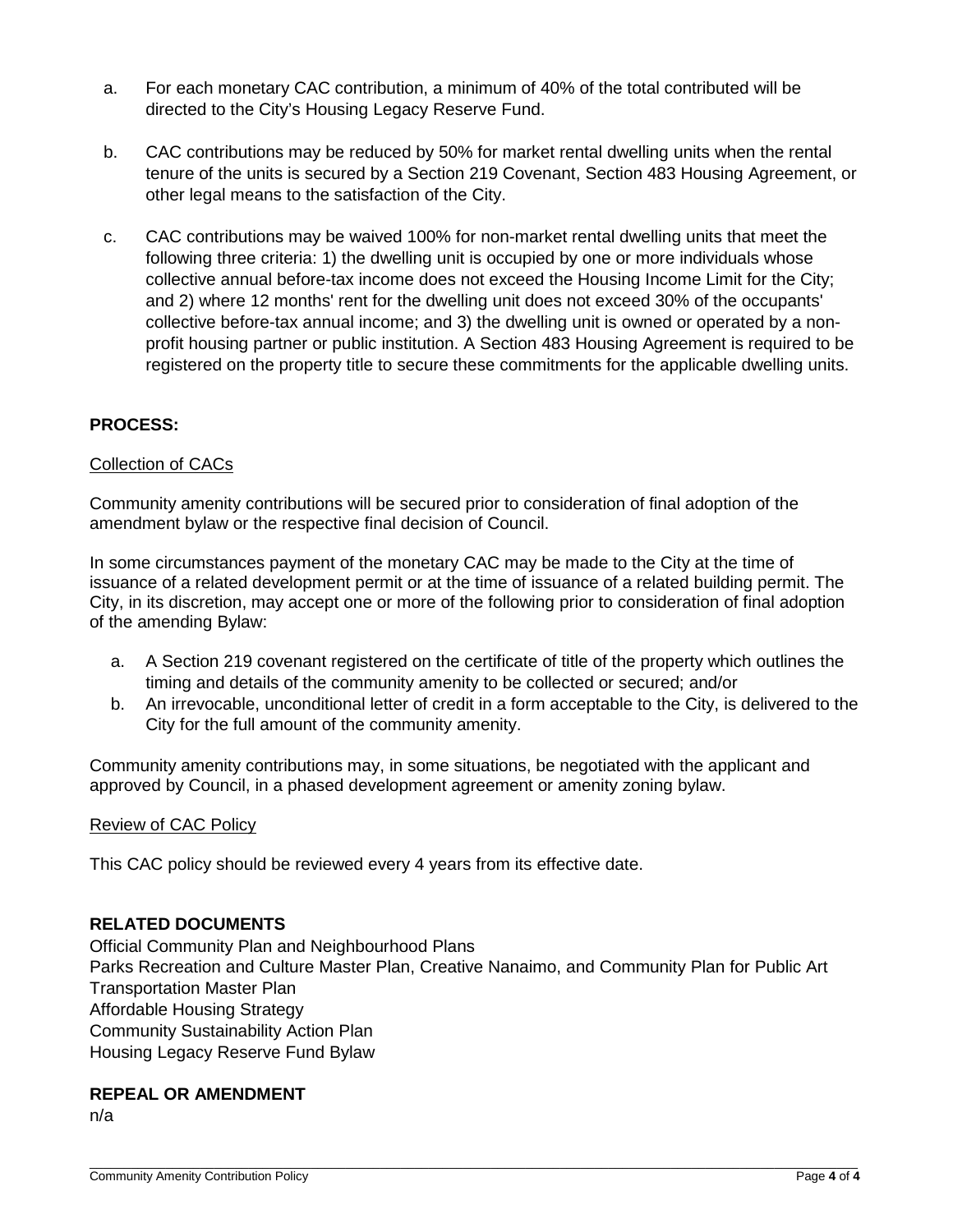a. For each monetary CAC contribution, a minimum of 40% of the total contributed will be directed to the City's Housing Legacy Reserve Fund.

b. CAC contributions may be reduced by 50% for market rental dwelling units when the rental tenure of the units is secured by a Section 219 Covenant, Section 483 Housing Agreement, or other legal means to the satisfaction of the City.

c. CAC contributions may be waived 100% for non-market rental dwelling units that meet the following three criteria: 1) the dwelling unit is occupied by one or more individuals whose collective annual before-tax income does not exceed the Housing Income Limit for the City; and 2) where 12 months' rent for the dwelling unit does not exceed 30% of the occupants' collective before-tax annual income; and 3) the dwelling unit is owned or operated by a non-profit housing partner or public institution. A Section 483 Housing Agreement is required to be registered on the property title to secure these commitments for the applicable dwelling units.

## PROCESS:

Collection of CACs

Community amenity contributions will be secured prior to consideration of final adoption of the amendment bylaw or the respective final decision of Council.

In some circumstances payment of the monetary CAC may be made to the City at the time of issuance of a related development permit or at the time of issuance of a related building permit. The City, in its discretion, may accept one or more of the following prior to consideration of final adoption of the amending Bylaw:

a. A Section 219 covenant registered on the certificate of title of the property which outlines the timing and details of the community amenity to be collected or secured; and/or
b. An irrevocable, unconditional letter of credit in a form acceptable to the City, is delivered to the City for the full amount of the community amenity.

Community amenity contributions may, in some situations, be negotiated with the applicant and approved by Council, in a phased development agreement or amenity zoning bylaw.

Review of CAC Policy

This CAC policy should be reviewed every 4 years from its effective date.

## RELATED DOCUMENTS

Official Community Plan and Neighbourhood Plans
Parks Recreation and Culture Master Plan, Creative Nanaimo, and Community Plan for Public Art
Transportation Master Plan
Affordable Housing Strategy
Community Sustainability Action Plan
Housing Legacy Reserve Fund Bylaw

## REPEAL OR AMENDMENT

n/a